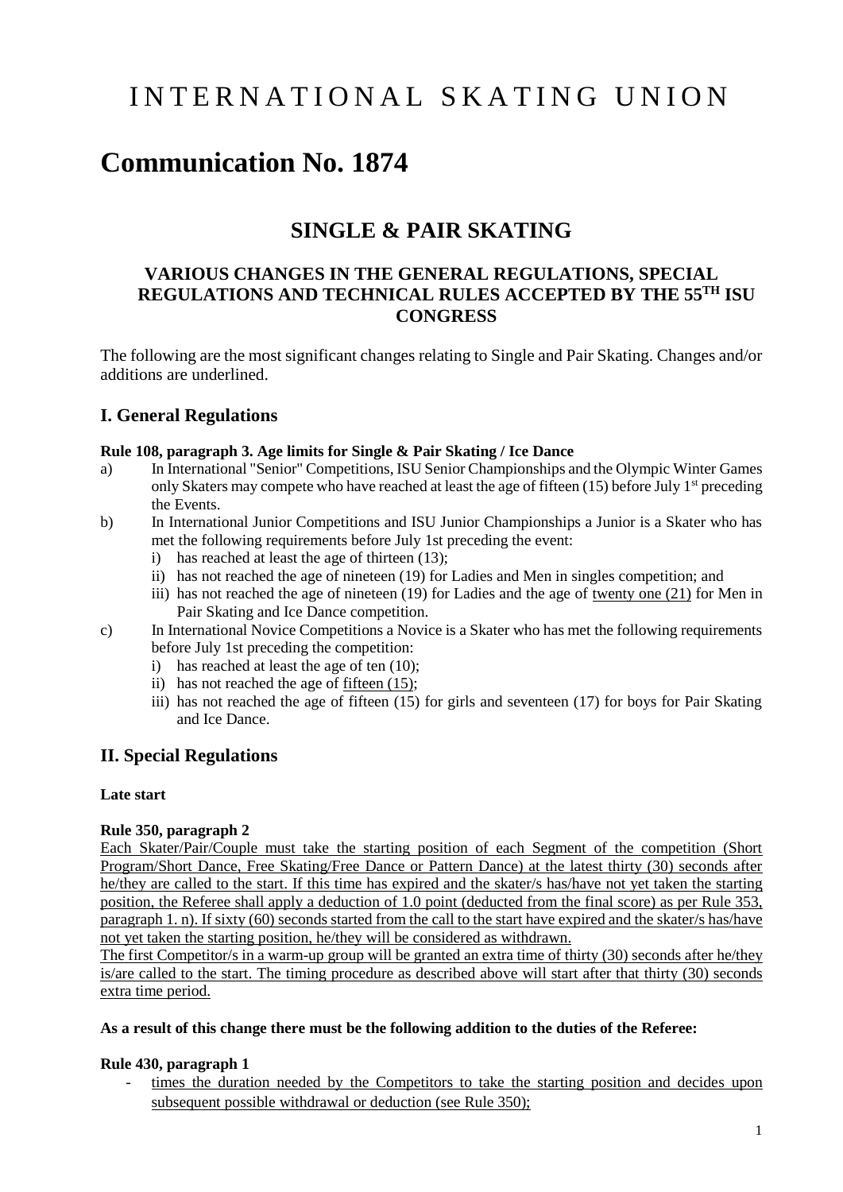# INTERNATIONAL SKATING UNION

# Communication No. 1874

## SINGLE & PAIR SKATING

### VARIOUS CHANGES IN THE GENERAL REGULATIONS, SPECIAL REGULATIONS AND TECHNICAL RULES ACCEPTED BY THE 55TH ISU CONGRESS

The following are the most significant changes relating to Single and Pair Skating. Changes and/or additions are underlined.

## I. General Regulations

**Rule 108, paragraph 3. Age limits for Single & Pair Skating / Ice Dance**

a) In International "Senior" Competitions, ISU Senior Championships and the Olympic Winter Games only Skaters may compete who have reached at least the age of fifteen (15) before July 1st preceding the Events.

b) In International Junior Competitions and ISU Junior Championships a Junior is a Skater who has met the following requirements before July 1st preceding the event:
   i) has reached at least the age of thirteen (13);
   ii) has not reached the age of nineteen (19) for Ladies and Men in singles competition; and
   iii) has not reached the age of nineteen (19) for Ladies and the age of <u>twenty one (21)</u> for Men in Pair Skating and Ice Dance competition.

c) In International Novice Competitions a Novice is a Skater who has met the following requirements before July 1st preceding the competition:
   i) has reached at least the age of ten (10);
   ii) has not reached the age of <u>fifteen (15)</u>;
   iii) has not reached the age of fifteen (15) for girls and seventeen (17) for boys for Pair Skating and Ice Dance.

## II. Special Regulations

**Late start**

**Rule 350, paragraph 2**

<u>Each Skater/Pair/Couple must take the starting position of each Segment of the competition (Short Program/Short Dance, Free Skating/Free Dance or Pattern Dance) at the latest thirty (30) seconds after he/they are called to the start. If this time has expired and the skater/s has/have not yet taken the starting position, the Referee shall apply a deduction of 1.0 point (deducted from the final score) as per Rule 353, paragraph 1. n). If sixty (60) seconds started from the call to the start have expired and the skater/s has/have not yet taken the starting position, he/they will be considered as withdrawn.</u>

<u>The first Competitor/s in a warm-up group will be granted an extra time of thirty (30) seconds after he/they is/are called to the start. The timing procedure as described above will start after that thirty (30) seconds extra time period.</u>

**As a result of this change there must be the following addition to the duties of the Referee:**

**Rule 430, paragraph 1**

- <u>times the duration needed by the Competitors to take the starting position and decides upon subsequent possible withdrawal or deduction (see Rule 350);</u>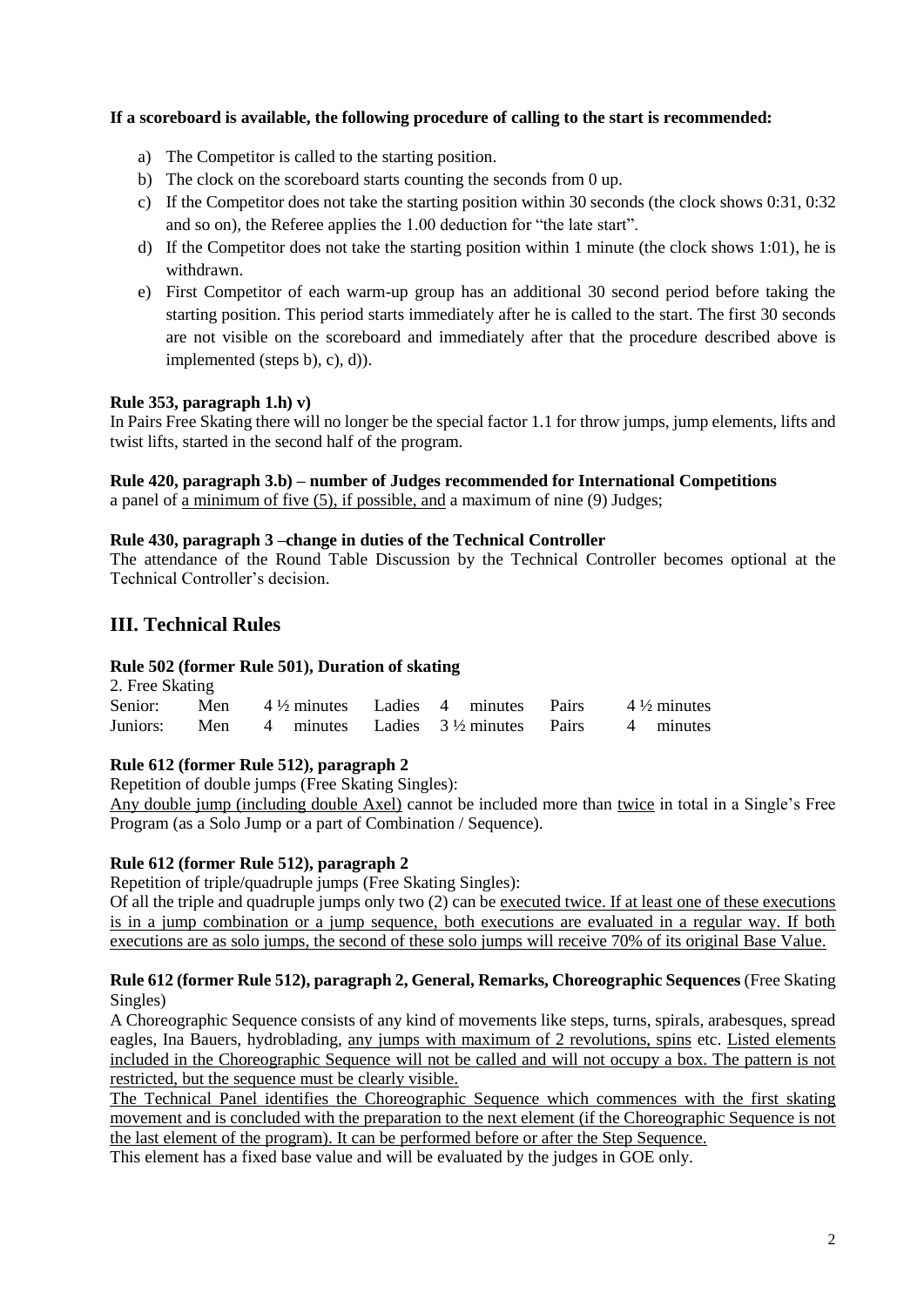**If a scoreboard is available, the following procedure of calling to the start is recommended:**

a) The Competitor is called to the starting position.
b) The clock on the scoreboard starts counting the seconds from 0 up.
c) If the Competitor does not take the starting position within 30 seconds (the clock shows 0:31, 0:32 and so on), the Referee applies the 1.00 deduction for "the late start".
d) If the Competitor does not take the starting position within 1 minute (the clock shows 1:01), he is withdrawn.
e) First Competitor of each warm-up group has an additional 30 second period before taking the starting position. This period starts immediately after he is called to the start. The first 30 seconds are not visible on the scoreboard and immediately after that the procedure described above is implemented (steps b), c), d)).

**Rule 353, paragraph 1.h) v)**
In Pairs Free Skating there will no longer be the special factor 1.1 for throw jumps, jump elements, lifts and twist lifts, started in the second half of the program.

**Rule 420, paragraph 3.b) – number of Judges recommended for International Competitions**
a panel of <u>a minimum of five (5), if possible, and</u> a maximum of nine (9) Judges;

**Rule 430, paragraph 3 –change in duties of the Technical Controller**
The attendance of the Round Table Discussion by the Technical Controller becomes optional at the Technical Controller's decision.

## III. Technical Rules

**Rule 502 (former Rule 501), Duration of skating**

2. Free Skating

| | | | | | | |
|---|---|---|---|---|---|---|
| Senior: | Men | 4 ½ minutes | Ladies | 4 minutes | Pairs | 4 ½ minutes |
| Juniors: | Men | 4 minutes | Ladies | 3 ½ minutes | Pairs | 4 minutes |

**Rule 612 (former Rule 512), paragraph 2**
Repetition of double jumps (Free Skating Singles):
<u>Any double jump (including double Axel)</u> cannot be included more than <u>twice</u> in total in a Single's Free Program (as a Solo Jump or a part of Combination / Sequence).

**Rule 612 (former Rule 512), paragraph 2**
Repetition of triple/quadruple jumps (Free Skating Singles):
Of all the triple and quadruple jumps only two (2) can be <u>executed twice. If at least one of these executions is in a jump combination or a jump sequence, both executions are evaluated in a regular way. If both executions are as solo jumps, the second of these solo jumps will receive 70% of its original Base Value.</u>

**Rule 612 (former Rule 512), paragraph 2, General, Remarks, Choreographic Sequences** (Free Skating Singles)
A Choreographic Sequence consists of any kind of movements like steps, turns, spirals, arabesques, spread eagles, Ina Bauers, hydroblading, <u>any jumps with maximum of 2 revolutions, spins</u> etc. <u>Listed elements included in the Choreographic Sequence will not be called and will not occupy a box. The pattern is not restricted, but the sequence must be clearly visible.</u>
<u>The Technical Panel identifies the Choreographic Sequence which commences with the first skating movement and is concluded with the preparation to the next element (if the Choreographic Sequence is not the last element of the program). It can be performed before or after the Step Sequence.</u>
This element has a fixed base value and will be evaluated by the judges in GOE only.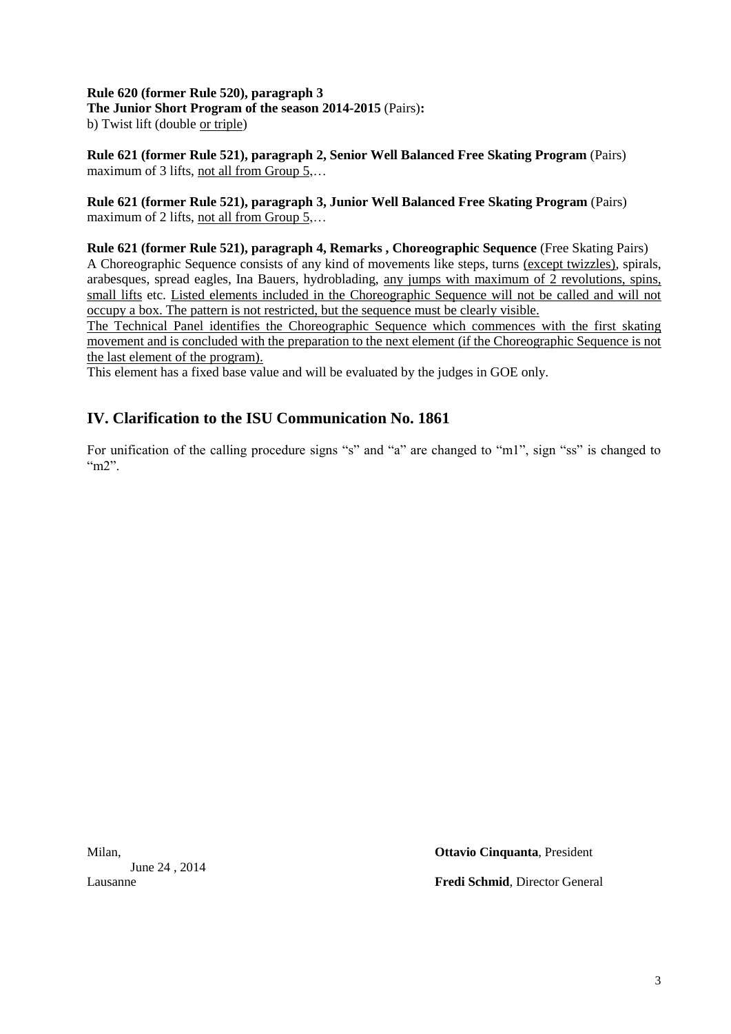**Rule 620 (former Rule 520), paragraph 3**
**The Junior Short Program of the season 2014-2015** (Pairs)**:**
b) Twist lift (double or triple)

**Rule 621 (former Rule 521), paragraph 2, Senior Well Balanced Free Skating Program** (Pairs) maximum of 3 lifts, not all from Group 5,…

**Rule 621 (former Rule 521), paragraph 3, Junior Well Balanced Free Skating Program** (Pairs) maximum of 2 lifts, not all from Group 5,…

**Rule 621 (former Rule 521), paragraph 4, Remarks , Choreographic Sequence** (Free Skating Pairs)
A Choreographic Sequence consists of any kind of movements like steps, turns (except twizzles), spirals, arabesques, spread eagles, Ina Bauers, hydroblading, any jumps with maximum of 2 revolutions, spins, small lifts etc. Listed elements included in the Choreographic Sequence will not be called and will not occupy a box. The pattern is not restricted, but the sequence must be clearly visible.
The Technical Panel identifies the Choreographic Sequence which commences with the first skating movement and is concluded with the preparation to the next element (if the Choreographic Sequence is not the last element of the program).
This element has a fixed base value and will be evaluated by the judges in GOE only.

## IV. Clarification to the ISU Communication No. 1861

For unification of the calling procedure signs "s" and "a" are changed to "m1", sign "ss" is changed to "m2".

Milan,
June 24 , 2014
Lausanne

**Ottavio Cinquanta**, President

**Fredi Schmid**, Director General